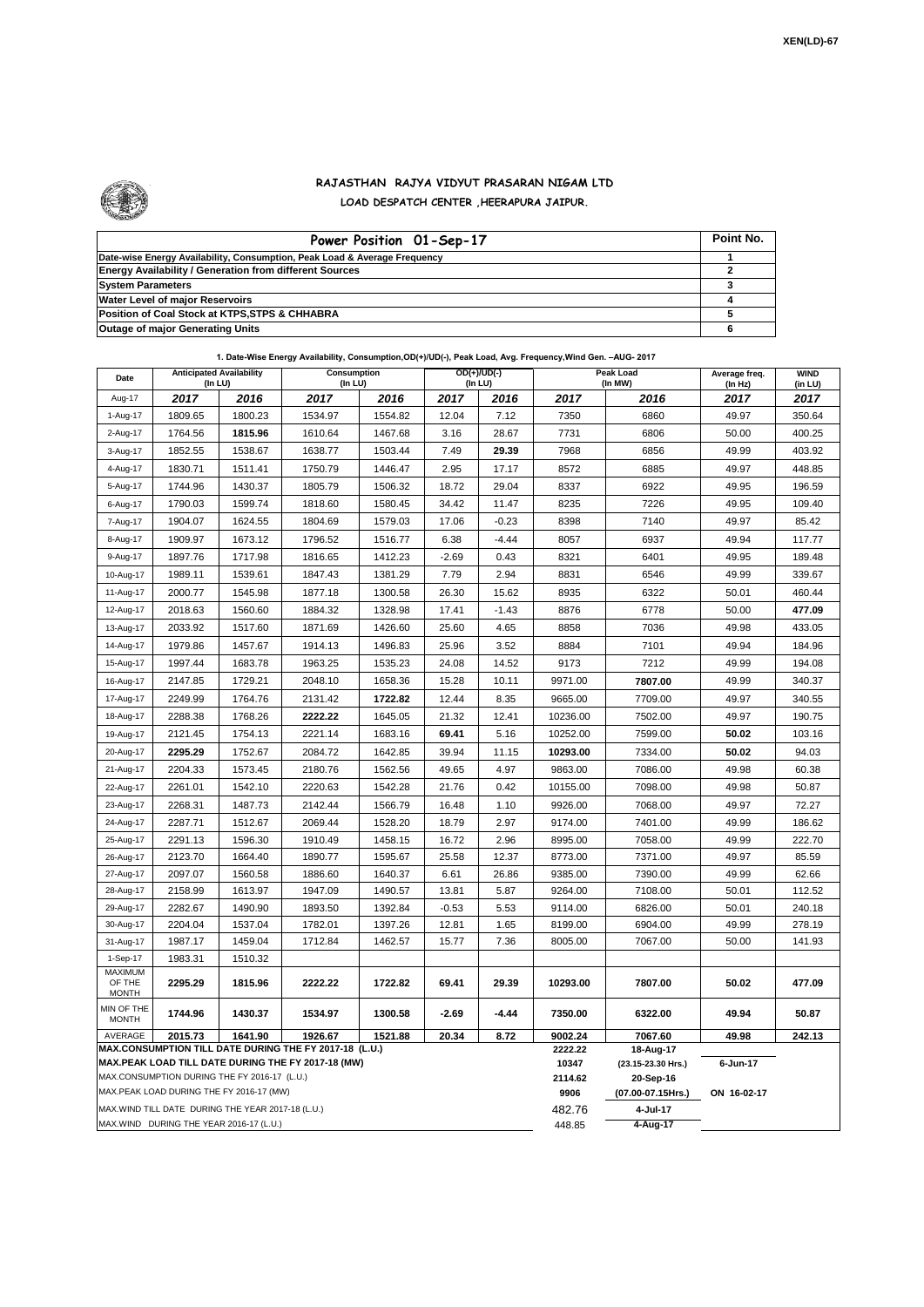XEN(LD)-67

# RAJASTHAN RAJYA VIDYUT PRASARAN NIGAM LTD

## LOAD DESPATCH CENTER ,HEERAPURA JAIPUR.

| Power Position 01-Sep-17 | Point No. |
|---|---|
| Date-wise Energy Availability, Consumption, Peak Load & Average Frequency | 1 |
| Energy Availability / Generation from different Sources | 2 |
| System Parameters | 3 |
| Water Level of major Reservoirs | 4 |
| Position of Coal Stock at KTPS,STPS & CHHABRA | 5 |
| Outage of major Generating Units | 6 |

**1. Date-Wise Energy Availability, Consumption,OD(+)/UD(-), Peak Load, Avg. Frequency,Wind Gen. –AUG- 2017**

| Date | Anticipated Availability (In LU) | | Consumption (In LU) | | OD(+)/UD(-) (In LU) | | Peak Load (In MW) | | Average freq. (In Hz) | WIND (in LU) |
|---|---|---|---|---|---|---|---|---|---|---|
| Aug-17 | 2017 | 2016 | 2017 | 2016 | 2017 | 2016 | 2017 | 2016 | 2017 | 2017 |
| 1-Aug-17 | 1809.65 | 1800.23 | 1534.97 | 1554.82 | 12.04 | 7.12 | 7350 | 6860 | 49.97 | 350.64 |
| 2-Aug-17 | 1764.56 | **1815.96** | 1610.64 | 1467.68 | 3.16 | 28.67 | 7731 | 6806 | 50.00 | 400.25 |
| 3-Aug-17 | 1852.55 | 1538.67 | 1638.77 | 1503.44 | 7.49 | **29.39** | 7968 | 6856 | 49.99 | 403.92 |
| 4-Aug-17 | 1830.71 | 1511.41 | 1750.79 | 1446.47 | 2.95 | 17.17 | 8572 | 6885 | 49.97 | 448.85 |
| 5-Aug-17 | 1744.96 | 1430.37 | 1805.79 | 1506.32 | 18.72 | 29.04 | 8337 | 6922 | 49.95 | 196.59 |
| 6-Aug-17 | 1790.03 | 1599.74 | 1818.60 | 1580.45 | 34.42 | 11.47 | 8235 | 7226 | 49.95 | 109.40 |
| 7-Aug-17 | 1904.07 | 1624.55 | 1804.69 | 1579.03 | 17.06 | -0.23 | 8398 | 7140 | 49.97 | 85.42 |
| 8-Aug-17 | 1909.97 | 1673.12 | 1796.52 | 1516.77 | 6.38 | -4.44 | 8057 | 6937 | 49.94 | 117.77 |
| 9-Aug-17 | 1897.76 | 1717.98 | 1816.65 | 1412.23 | -2.69 | 0.43 | 8321 | 6401 | 49.95 | 189.48 |
| 10-Aug-17 | 1989.11 | 1539.61 | 1847.43 | 1381.29 | 7.79 | 2.94 | 8831 | 6546 | 49.99 | 339.67 |
| 11-Aug-17 | 2000.77 | 1545.98 | 1877.18 | 1300.58 | 26.30 | 15.62 | 8935 | 6322 | 50.01 | 460.44 |
| 12-Aug-17 | 2018.63 | 1560.60 | 1884.32 | 1328.98 | 17.41 | -1.43 | 8876 | 6778 | 50.00 | **477.09** |
| 13-Aug-17 | 2033.92 | 1517.60 | 1871.69 | 1426.60 | 25.60 | 4.65 | 8858 | 7036 | 49.98 | 433.05 |
| 14-Aug-17 | 1979.86 | 1457.67 | 1914.13 | 1496.83 | 25.96 | 3.52 | 8884 | 7101 | 49.94 | 184.96 |
| 15-Aug-17 | 1997.44 | 1683.78 | 1963.25 | 1535.23 | 24.08 | 14.52 | 9173 | 7212 | 49.99 | 194.08 |
| 16-Aug-17 | 2147.85 | 1729.21 | 2048.10 | 1658.36 | 15.28 | 10.11 | 9971.00 | **7807.00** | 49.99 | 340.37 |
| 17-Aug-17 | 2249.99 | 1764.76 | 2131.42 | **1722.82** | 12.44 | 8.35 | 9665.00 | 7709.00 | 49.97 | 340.55 |
| 18-Aug-17 | 2288.38 | 1768.26 | **2222.22** | 1645.05 | 21.32 | 12.41 | 10236.00 | 7502.00 | 49.97 | 190.75 |
| 19-Aug-17 | 2121.45 | 1754.13 | 2221.14 | 1683.16 | **69.41** | 5.16 | 10252.00 | 7599.00 | **50.02** | 103.16 |
| 20-Aug-17 | **2295.29** | 1752.67 | 2084.72 | 1642.85 | 39.94 | 11.15 | **10293.00** | 7334.00 | **50.02** | 94.03 |
| 21-Aug-17 | 2204.33 | 1573.45 | 2180.76 | 1562.56 | 49.65 | 4.97 | 9863.00 | 7086.00 | 49.98 | 60.38 |
| 22-Aug-17 | 2261.01 | 1542.10 | 2220.63 | 1542.28 | 21.76 | 0.42 | 10155.00 | 7098.00 | 49.98 | 50.87 |
| 23-Aug-17 | 2268.31 | 1487.73 | 2142.44 | 1566.79 | 16.48 | 1.10 | 9926.00 | 7068.00 | 49.97 | 72.27 |
| 24-Aug-17 | 2287.71 | 1512.67 | 2069.44 | 1528.20 | 18.79 | 2.97 | 9174.00 | 7401.00 | 49.99 | 186.62 |
| 25-Aug-17 | 2291.13 | 1596.30 | 1910.49 | 1458.15 | 16.72 | 2.96 | 8995.00 | 7058.00 | 49.99 | 222.70 |
| 26-Aug-17 | 2123.70 | 1664.40 | 1890.77 | 1595.67 | 25.58 | 12.37 | 8773.00 | 7371.00 | 49.97 | 85.59 |
| 27-Aug-17 | 2097.07 | 1560.58 | 1886.60 | 1640.37 | 6.61 | 26.86 | 9385.00 | 7390.00 | 49.99 | 62.66 |
| 28-Aug-17 | 2158.99 | 1613.97 | 1947.09 | 1490.57 | 13.81 | 5.87 | 9264.00 | 7108.00 | 50.01 | 112.52 |
| 29-Aug-17 | 2282.67 | 1490.90 | 1893.50 | 1392.84 | -0.53 | 5.53 | 9114.00 | 6826.00 | 50.01 | 240.18 |
| 30-Aug-17 | 2204.04 | 1537.04 | 1782.01 | 1397.26 | 12.81 | 1.65 | 8199.00 | 6904.00 | 49.99 | 278.19 |
| 31-Aug-17 | 1987.17 | 1459.04 | 1712.84 | 1462.57 | 15.77 | 7.36 | 8005.00 | 7067.00 | 50.00 | 141.93 |
| 1-Sep-17 | 1983.31 | 1510.32 | | | | | | | | |
| MAXIMUM OF THE MONTH | 2295.29 | 1815.96 | 2222.22 | 1722.82 | 69.41 | 29.39 | 10293.00 | 7807.00 | 50.02 | 477.09 |
| MIN OF THE MONTH | 1744.96 | 1430.37 | 1534.97 | 1300.58 | -2.69 | -4.44 | 7350.00 | 6322.00 | 49.94 | 50.87 |
| AVERAGE | 2015.73 | 1641.90 | 1926.67 | 1521.88 | 20.34 | 8.72 | 9002.24 | 7067.60 | 49.98 | 242.13 |
| MAX.CONSUMPTION TILL DATE DURING THE FY 2017-18 (L.U.) | | | | | | | 2222.22 | 18-Aug-17 | | |
| MAX.PEAK LOAD TILL DATE DURING THE FY 2017-18 (MW) | | | | | | | 10347 | (23.15-23.30 Hrs.) | 6-Jun-17 | |
| MAX.CONSUMPTION DURING THE FY 2016-17 (L.U.) | | | | | | | 2114.62 | 20-Sep-16 | | |
| MAX.PEAK LOAD DURING THE FY 2016-17 (MW) | | | | | | | 9906 | (07.00-07.15Hrs.) | ON 16-02-17 | |
| MAX.WIND TILL DATE DURING THE YEAR 2017-18 (L.U.) | | | | | | | 482.76 | 4-Jul-17 | | |
| MAX.WIND DURING THE YEAR 2016-17 (L.U.) | | | | | | | 448.85 | 4-Aug-17 | | |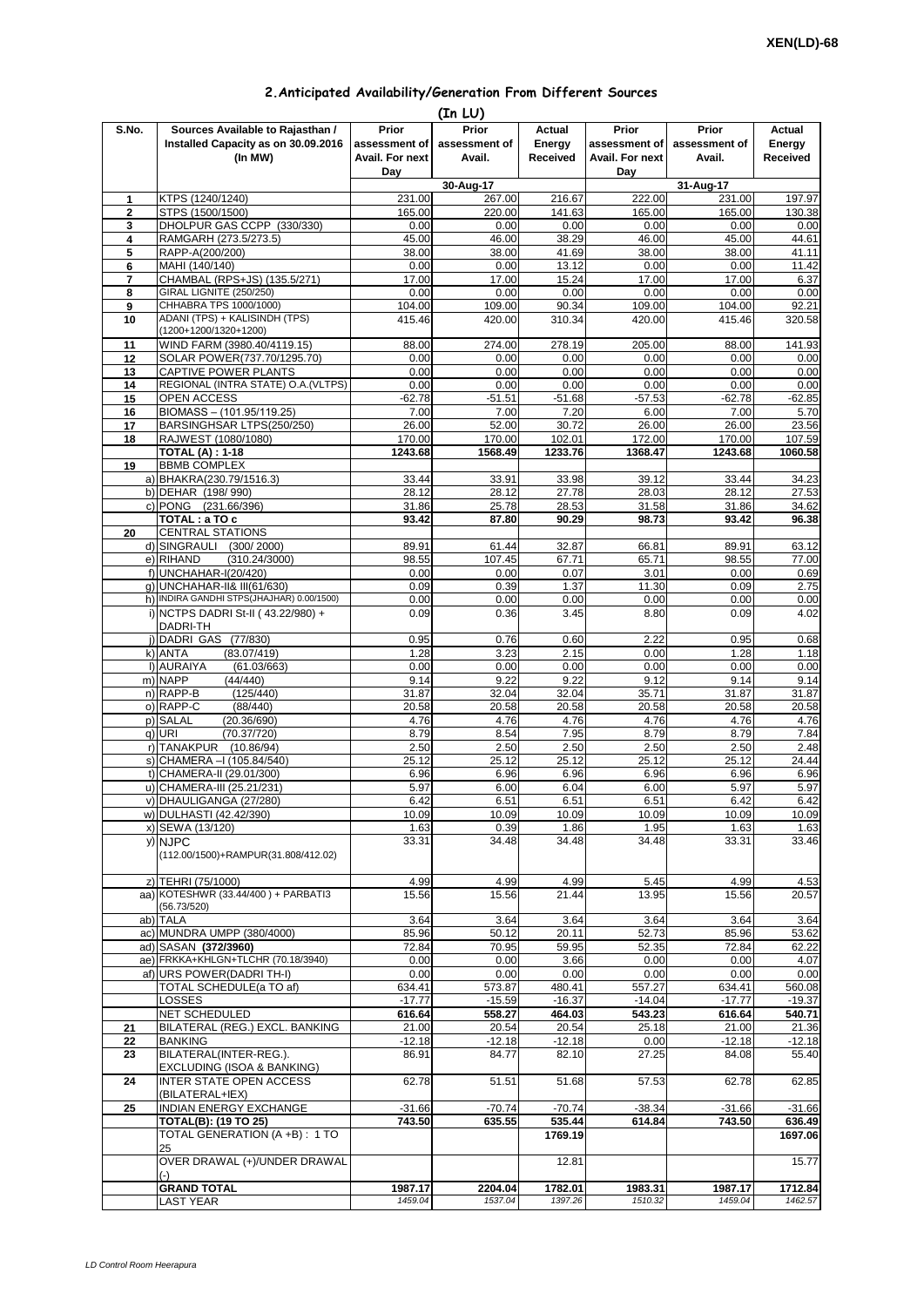XEN(LD)-68

## 2.Anticipated Availability/Generation From Different Sources

(In LU)

| S.No. | Sources Available to Rajasthan / Installed Capacity as on 30.09.2016 (In MW) | Prior assessment of Avail. For next Day | Prior assessment of Avail. | Actual Energy Received | Prior assessment of Avail. For next Day | Prior assessment of Avail. | Actual Energy Received |
|---|---|---|---|---|---|---|---|
| | | 30-Aug-17 | | | 31-Aug-17 | | |
| 1 | KTPS (1240/1240) | 231.00 | 267.00 | 216.67 | 222.00 | 231.00 | 197.97 |
| 2 | STPS (1500/1500) | 165.00 | 220.00 | 141.63 | 165.00 | 165.00 | 130.38 |
| 3 | DHOLPUR GAS CCPP (330/330) | 0.00 | 0.00 | 0.00 | 0.00 | 0.00 | 0.00 |
| 4 | RAMGARH (273.5/273.5) | 45.00 | 46.00 | 38.29 | 46.00 | 45.00 | 44.61 |
| 5 | RAPP-A(200/200) | 38.00 | 38.00 | 41.69 | 38.00 | 38.00 | 41.11 |
| 6 | MAHI (140/140) | 0.00 | 0.00 | 13.12 | 0.00 | 0.00 | 11.42 |
| 7 | CHAMBAL (RPS+JS) (135.5/271) | 17.00 | 17.00 | 15.24 | 17.00 | 17.00 | 6.37 |
| 8 | GIRAL LIGNITE (250/250) | 0.00 | 0.00 | 0.00 | 0.00 | 0.00 | 0.00 |
| 9 | CHHABRA TPS 1000/1000) | 104.00 | 109.00 | 90.34 | 109.00 | 104.00 | 92.21 |
| 10 | ADANI (TPS) + KALISINDH (TPS) (1200+1200/1320+1200) | 415.46 | 420.00 | 310.34 | 420.00 | 415.46 | 320.58 |
| 11 | WIND FARM (3980.40/4119.15) | 88.00 | 274.00 | 278.19 | 205.00 | 88.00 | 141.93 |
| 12 | SOLAR POWER(737.70/1295.70) | 0.00 | 0.00 | 0.00 | 0.00 | 0.00 | 0.00 |
| 13 | CAPTIVE POWER PLANTS | 0.00 | 0.00 | 0.00 | 0.00 | 0.00 | 0.00 |
| 14 | REGIONAL (INTRA STATE) O.A.(VLTPS) | 0.00 | 0.00 | 0.00 | 0.00 | 0.00 | 0.00 |
| 15 | OPEN ACCESS | -62.78 | -51.51 | -51.68 | -57.53 | -62.78 | -62.85 |
| 16 | BIOMASS – (101.95/119.25) | 7.00 | 7.00 | 7.20 | 6.00 | 7.00 | 5.70 |
| 17 | BARSINGHSAR LTPS(250/250) | 26.00 | 52.00 | 30.72 | 26.00 | 26.00 | 23.56 |
| 18 | RAJWEST (1080/1080) | 170.00 | 170.00 | 102.01 | 172.00 | 170.00 | 107.59 |
| | **TOTAL (A) : 1-18** | **1243.68** | **1568.49** | **1233.76** | **1368.47** | **1243.68** | **1060.58** |
| 19 | BBMB COMPLEX | | | | | | |
| | a) BHAKRA(230.79/1516.3) | 33.44 | 33.91 | 33.98 | 39.12 | 33.44 | 34.23 |
| | b) DEHAR (198/ 990) | 28.12 | 28.12 | 27.78 | 28.03 | 28.12 | 27.53 |
| | c) PONG (231.66/396) | 31.86 | 25.78 | 28.53 | 31.58 | 31.86 | 34.62 |
| | **TOTAL : a TO c** | **93.42** | **87.80** | **90.29** | **98.73** | **93.42** | **96.38** |
| 20 | CENTRAL STATIONS | | | | | | |
| | d) SINGRAULI (300/ 2000) | 89.91 | 61.44 | 32.87 | 66.81 | 89.91 | 63.12 |
| | e) RIHAND (310.24/3000) | 98.55 | 107.45 | 67.71 | 65.71 | 98.55 | 77.00 |
| | f) UNCHAHAR-I(20/420) | 0.00 | 0.00 | 0.07 | 3.01 | 0.00 | 0.69 |
| | g) UNCHAHAR-II& III(61/630) | 0.09 | 0.39 | 1.37 | 11.30 | 0.09 | 2.75 |
| | h) INDIRA GANDHI STPS(JHAJHAR) 0.00/1500) | 0.00 | 0.00 | 0.00 | 0.00 | 0.00 | 0.00 |
| | i) NCTPS DADRI St-II ( 43.22/980) + DADRI-TH | 0.09 | 0.36 | 3.45 | 8.80 | 0.09 | 4.02 |
| | j) DADRI GAS (77/830) | 0.95 | 0.76 | 0.60 | 2.22 | 0.95 | 0.68 |
| | k) ANTA (83.07/419) | 1.28 | 3.23 | 2.15 | 0.00 | 1.28 | 1.18 |
| | l) AURAIYA (61.03/663) | 0.00 | 0.00 | 0.00 | 0.00 | 0.00 | 0.00 |
| | m) NAPP (44/440) | 9.14 | 9.22 | 9.22 | 9.12 | 9.14 | 9.14 |
| | n) RAPP-B (125/440) | 31.87 | 32.04 | 32.04 | 35.71 | 31.87 | 31.87 |
| | o) RAPP-C (88/440) | 20.58 | 20.58 | 20.58 | 20.58 | 20.58 | 20.58 |
| | p) SALAL (20.36/690) | 4.76 | 4.76 | 4.76 | 4.76 | 4.76 | 4.76 |
| | q) URI (70.37/720) | 8.79 | 8.54 | 7.95 | 8.79 | 8.79 | 7.84 |
| | r) TANAKPUR (10.86/94) | 2.50 | 2.50 | 2.50 | 2.50 | 2.50 | 2.48 |
| | s) CHAMERA –I (105.84/540) | 25.12 | 25.12 | 25.12 | 25.12 | 25.12 | 24.44 |
| | t) CHAMERA-II (29.01/300) | 6.96 | 6.96 | 6.96 | 6.96 | 6.96 | 6.96 |
| | u) CHAMERA-III (25.21/231) | 5.97 | 6.00 | 6.04 | 6.00 | 5.97 | 5.97 |
| | v) DHAULIGANGA (27/280) | 6.42 | 6.51 | 6.51 | 6.51 | 6.42 | 6.42 |
| | w) DULHASTI (42.42/390) | 10.09 | 10.09 | 10.09 | 10.09 | 10.09 | 10.09 |
| | x) SEWA (13/120) | 1.63 | 0.39 | 1.86 | 1.95 | 1.63 | 1.63 |
| | y) NJPC (112.00/1500)+RAMPUR(31.808/412.02) | 33.31 | 34.48 | 34.48 | 34.48 | 33.31 | 33.46 |
| | z) TEHRI (75/1000) | 4.99 | 4.99 | 4.99 | 5.45 | 4.99 | 4.53 |
| | aa) KOTESHWR (33.44/400 ) + PARBATI3 (56.73/520) | 15.56 | 15.56 | 21.44 | 13.95 | 15.56 | 20.57 |
| | ab) TALA | 3.64 | 3.64 | 3.64 | 3.64 | 3.64 | 3.64 |
| | ac) MUNDRA UMPP (380/4000) | 85.96 | 50.12 | 20.11 | 52.73 | 85.96 | 53.62 |
| | ad) SASAN **(372/3960)** | 72.84 | 70.95 | 59.95 | 52.35 | 72.84 | 62.22 |
| | ae) FRKKA+KHLGN+TLCHR (70.18/3940) | 0.00 | 0.00 | 3.66 | 0.00 | 0.00 | 4.07 |
| | af) URS POWER(DADRI TH-I) | 0.00 | 0.00 | 0.00 | 0.00 | 0.00 | 0.00 |
| | TOTAL SCHEDULE(a TO af) | 634.41 | 573.87 | 480.41 | 557.27 | 634.41 | 560.08 |
| | LOSSES | -17.77 | -15.59 | -16.37 | -14.04 | -17.77 | -19.37 |
| | NET SCHEDULED | **616.64** | **558.27** | **464.03** | **543.23** | **616.64** | **540.71** |
| 21 | BILATERAL (REG.) EXCL. BANKING | 21.00 | 20.54 | 20.54 | 25.18 | 21.00 | 21.36 |
| 22 | BANKING | -12.18 | -12.18 | -12.18 | 0.00 | -12.18 | -12.18 |
| 23 | BILATERAL(INTER-REG.). EXCLUDING (ISOA & BANKING) | 86.91 | 84.77 | 82.10 | 27.25 | 84.08 | 55.40 |
| 24 | INTER STATE OPEN ACCESS (BILATERAL+IEX) | 62.78 | 51.51 | 51.68 | 57.53 | 62.78 | 62.85 |
| 25 | INDIAN ENERGY EXCHANGE | -31.66 | -70.74 | -70.74 | -38.34 | -31.66 | -31.66 |
| | **TOTAL(B): (19 TO 25)** | **743.50** | **635.55** | **535.44** | **614.84** | **743.50** | **636.49** |
| | TOTAL GENERATION (A +B) : 1 TO 25 | | | **1769.19** | | | **1697.06** |
| | OVER DRAWAL (+)/UNDER DRAWAL (-) | | | 12.81 | | | 15.77 |
| | **GRAND TOTAL** | **1987.17** | **2204.04** | **1782.01** | **1983.31** | **1987.17** | **1712.84** |
| | LAST YEAR | *1459.04* | *1537.04* | *1397.26* | *1510.32* | *1459.04* | *1462.57* |

*LD Control Room Heerapura*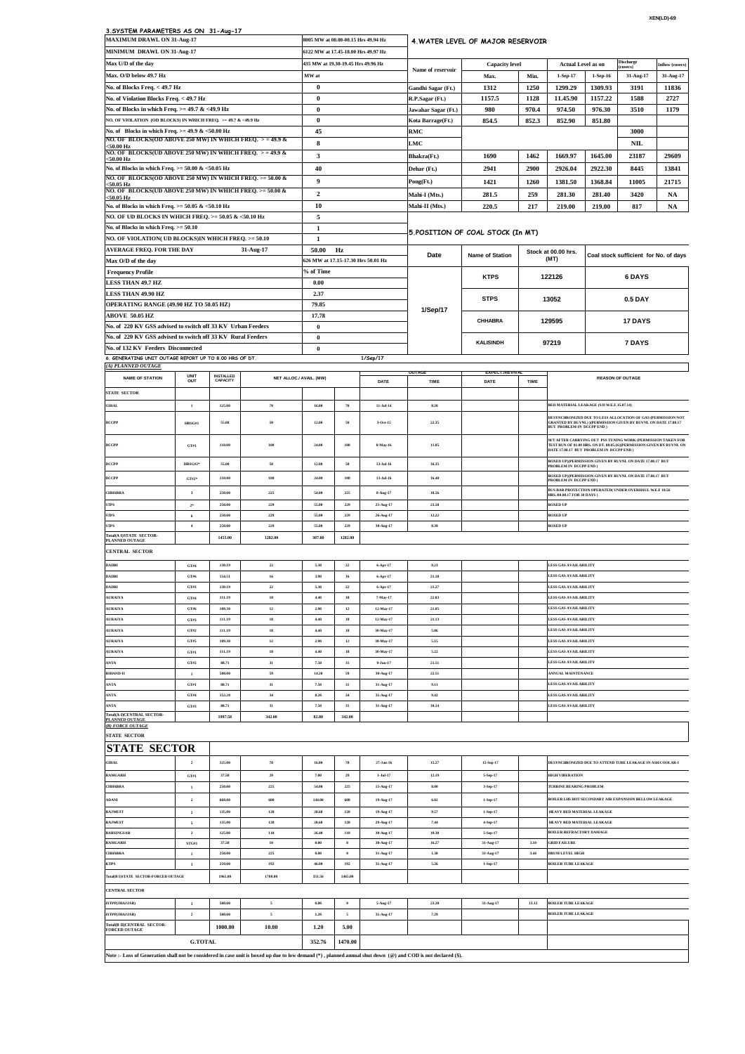XEN(LD)-69

## 3.SYSTEM PARAMETERS AS ON 31-Aug-17

| | |
|---|---|
| MAXIMUM DRAWL ON 31-Aug-17 | 8005 MW at 00.00-00.15 Hrs 49.94 Hz |
| MINIMUM DRAWL ON 31-Aug-17 | 6122 MW at 17.45-18.00 Hrs 49.97 Hz |
| Max U/D of the day | 435 MW at 19.30-19.45 Hrs 49.96 Hz |
| Max. O/D below 49.7 Hz | MW at |
| No. of Blocks Freq. < 49.7 Hz | 0 |
| No. of Violation Blocks Freq. < 49.7 Hz | 0 |
| No. of Blocks in which Freq. >= 49.7 & <49.9 Hz | 0 |
| NO. OF VIOLATION (OD BLOCKS) IN WHICH FREQ. >= 49.7 & <49.9 Hz | 0 |
| No. of Blocks in which Freq. >= 49.9 & <50.00 Hz | 45 |
| NO. OF BLOCKS(OD ABOVE 250 MW) IN WHICH FREQ. > = 49.9 & <50.00 Hz | 8 |
| NO. OF BLOCKS(UD ABOVE 250 MW) IN WHICH FREQ. > = 49.9 & <50.00 Hz | 3 |
| No. of Blocks in which Freq. >= 50.00 & <50.05 Hz | 40 |
| NO. OF BLOCKS(OD ABOVE 250 MW) IN WHICH FREQ. >= 50.00 & <50.05 Hz | 9 |
| NO. OF BLOCKS(UD ABOVE 250 MW) IN WHICH FREQ. >= 50.00 & <50.05 Hz | 2 |
| No. of Blocks in which Freq. >= 50.05 & <50.10 Hz | 10 |
| NO. OF UD BLOCKS IN WHICH FREQ. >= 50.05 & <50.10 Hz | 5 |
| No. of Blocks in which Freq. >= 50.10 | 1 |
| NO. OF VIOLATION( UD BLOCKS)IN WHICH FREQ. >= 50.10 | 1 |
| AVERAGE FREQ. FOR THE DAY 31-Aug-17 | 50.00 Hz |
| Max O/D of the day | 626 MW at 17.15-17.30 Hrs 50.01 Hz |
| Frequency Profile | % of Time |
| LESS THAN 49.7 HZ | 0.00 |
| LESS THAN 49.90 HZ | 2.37 |
| OPERATING RANGE (49.90 HZ TO 50.05 HZ) | 79.85 |
| ABOVE 50.05 HZ | 17.78 |
| No. of 220 KV GSS advised to switch off 33 KV Urban Feeders | 0 |
| No. of 220 KV GSS advised to switch off 33 KV Rural Feeders | 0 |
| No. of 132 KV Feeders Disconnected | 0 |

## 4.WATER LEVEL OF MAJOR RESERVOIR

| Name of reservoir | Capacity level | | Actual Level as on | | Discharge (cusecs) | Inflow (cusecs) |
|---|---|---|---|---|---|---|
| | Max. | Min. | 1-Sep-17 | 1-Sep-16 | 31-Aug-17 | 31-Aug-17 |
| Gandhi Sagar (Ft.) | 1312 | 1250 | 1299.29 | 1309.93 | 3191 | 11836 |
| R.P.Sagar (Ft.) | 1157.5 | 1128 | 11.45.90 | 1157.22 | 1588 | 2727 |
| Jawahar Sagar (Ft.) | 980 | 970.4 | 974.50 | 976.30 | 3510 | 1179 |
| Kota Barrage(Ft.) | 854.5 | 852.3 | 852.90 | 851.80 | | |
| RMC | | | | | 3000 | |
| LMC | | | | | NIL | |
| Bhakra(Ft.) | 1690 | 1462 | 1669.97 | 1645.00 | 23187 | 29609 |
| Dehar (Ft.) | 2941 | 2900 | 2926.04 | 2922.30 | 8445 | 13841 |
| Pong(Ft.) | 1421 | 1260 | 1381.50 | 1368.84 | 11005 | 21715 |
| Mahi-I (Mts.) | 281.5 | 259 | 281.30 | 281.40 | 3420 | NA |
| Mahi-II (Mts.) | 220.5 | 217 | 219.00 | 219.00 | 817 | NA |

## 5.POSITION OF COAL STOCK (In MT)

| Date | Name of Station | Stock at 00.00 hrs. (MT) | Coal stock sufficient for No. of days |
|---|---|---|---|
| 1/Sep/17 | KTPS | 122126 | 6 DAYS |
| | STPS | 13052 | 0.5 DAY |
| | CHHABRA | 129595 | 17 DAYS |
| | KALISINDH | 97219 | 7 DAYS |

## 6. GENERATING UNIT OUTAGE REPORT UP TO 8.00 HRS OF DT. 1/Sep/17

### (A) PLANNED OUTAGE

| NAME OF STATION | UNIT OUT | INSTALLED CAPACITY | NET ALLOC./ AVAIL. (MW) | | | OUTAGE DATE | OUTAGE TIME | EXPECT.REVIVAL DATE | EXPECT.REVIVAL TIME | REASON OF OUTAGE |
|---|---|---|---|---|---|---|---|---|---|---|
| STATE SECTOR | | | | | | | | | | |
| GIRAL | 1 | 125.00 | 70 | 16.80 | 70 | 11-Jul-14 | 8.20 | | | BED MATERIAL LEAKAGE (S/D W.E.F.15.07.14) |
| DCCPP | HRSG#1 | 55.00 | 50 | 12.00 | 50 | 3-Oct-15 | 22.35 | | | DESYNCHRONIZED DUE TO LESS ALLOCATION OF GAS (PERMISSION NOT GRANTED BY RUVNL )(PERMISSION GIVEN BY RUVNL ON DATE 17.08.17 BUT PROBLEM IN DCCPP END ) |
| DCCPP | GT#1 | 110.00 | 100 | 24.00 | 100 | 8-May-16 | 11.05 | | | S/T AFTER CARRYING OUT PSS TUNING WORK (PERMISSION TAKEN FOR TEST RUN OF 01.00 HRS. ON DT. 08.05.16)(PERMISSION GIVEN BY RUVNL ON DATE 17.08.17 BUT PROBLEM IN DCCPP END ) |
| DCCPP | HRSG#2* | 55.00 | 50 | 12.00 | 50 | 13-Jul-16 | 16.35 | | | BOXED UP)(PERMISSION GIVEN BY RUVNL ON DATE 17.08.17 BUT PROBLEM IN DCCPP END ) |
| DCCPP | GT#2* | 110.00 | 100 | 24.00 | 100 | 13-Jul-16 | 16.40 | | | BOXED UP)(PERMISSION GIVEN BY RUVNL ON DATE 17.08.17 BUT PROBLEM IN DCCPP END ) |
| CHHABRA | 3 | 250.00 | 225 | 54.00 | 225 | 8-Aug-17 | 18.56 | | | BUS BAR PROTECTION OPERATED( UNDER OVERHAUL W.E.F 18.56 HRS. 08.08.17 FOR 30 DAYS ) |
| STPS | 2* | 250.00 | 229 | 55.00 | 229 | 25-Aug-17 | 23.58 | | | BOXED UP |
| STPS | 6 | 250.00 | 229 | 55.00 | 229 | 26-Aug-17 | 12.22 | | | BOXED UP |
| STPS | 4 | 250.00 | 229 | 55.00 | 229 | 30-Aug-17 | 0.39 | | | BOXED UP |
| Total(A I)STATE SECTOR-PLANNED OUTAGE | | 1455.00 | 1282.00 | 307.80 | 1282.00 | | | | | |
| CENTRAL SECTOR | | | | | | | | | | |
| DADRI | GT#4 | 130.19 | 22 | 5.30 | 22 | 6-Apr-17 | 0.23 | | | LESS GAS AVAILABILITY |
| DADRI | GT#6 | 154.51 | 16 | 3.90 | 16 | 6-Apr-17 | 21.18 | | | LESS GAS AVAILABILITY |
| DADRI | GT#3 | 130.19 | 22 | 5.30 | 22 | 6-Apr-17 | 21.27 | | | LESS GAS AVAILABILITY |
| AURAIYA | GT#4 | 111.19 | 18 | 4.40 | 18 | 7-May-17 | 22.03 | | | LESS GAS AVAILABILITY |
| AURAIYA | GT#6 | 109.30 | 12 | 2.90 | 12 | 12-May-17 | 21.05 | | | LESS GAS AVAILABILITY |
| AURAIYA | GT#3 | 111.19 | 18 | 4.40 | 18 | 12-May-17 | 21.13 | | | LESS GAS AVAILABILITY |
| AURAIYA | GT#2 | 111.19 | 18 | 4.40 | 18 | 30-May-17 | 5.06 | | | LESS GAS AVAILABILITY |
| AURAIYA | GT#5 | 109.30 | 12 | 2.90 | 12 | 30-May-17 | 5.15 | | | LESS GAS AVAILABILITY |
| AURAIYA | GT#1 | 111.19 | 18 | 4.40 | 18 | 30-May-17 | 5.22 | | | LESS GAS AVAILABILITY |
| ANTA | GT#2 | 88.71 | 31 | 7.50 | 31 | 9-Jun-17 | 21.51 | | | LESS GAS AVAILABILITY |
| RIHAND-II | 1 | 500.00 | 59 | 14.20 | 59 | 30-Aug-17 | 22.51 | | | ANNUAL MAINTENANCE |
| ANTA | GT#1 | 88.71 | 31 | 7.50 | 31 | 31-Aug-17 | 9.11 | | | LESS GAS AVAILABILITY |
| ANTA | GT#4 | 153.20 | 34 | 8.20 | 34 | 31-Aug-17 | 9.42 | | | LESS GAS AVAILABILITY |
| ANTA | GT#3 | 88.71 | 31 | 7.50 | 31 | 31-Aug-17 | 10.14 | | | LESS GAS AVAILABILITY |
| Total(A-I)CENTRAL SECTOR-PLANNED OUTAGE | | 1997.58 | 342.00 | 82.80 | 342.00 | | | | | |

### (B) FORCE OUTAGE

| NAME OF STATION | UNIT OUT | INSTALLED CAPACITY | NET ALLOC./ AVAIL. (MW) | | | OUTAGE DATE | OUTAGE TIME | EXPECT.REVIVAL DATE | EXPECT.REVIVAL TIME | REASON OF OUTAGE |
|---|---|---|---|---|---|---|---|---|---|---|
| STATE SECTOR | | | | | | | | | | |
| GIRAL | 2 | 125.00 | 70 | 16.80 | 70 | 27-Jan-16 | 15.27 | 15-Sep-17 | | DESYNCHRONIZED DUE TO ATTEND TUBE LEAKAGE IN ASH COOLAR-I |
| RAMGARH | GT#1 | 37.50 | 29 | 7.00 | 29 | 1-Jul-17 | 12.19 | 5-Sep-17 | | HIGH VIBRATION |
| CHHABRA | 1 | 250.00 | 225 | 54.00 | 225 | 15-Aug-17 | 8.00 | 3-Sep-17 | | TURBINE BEARING PROBLEM |
| ADANI | 2 | 660.00 | 600 | 144.00 | 600 | 19-Aug-17 | 6.02 | 1-Sep-17 | | BOILER LHS HOT SECONDARY AIR EXPANSION BELLOW LEAKAGE |
| RAJWEST | 2 | 135.00 | 120 | 28.68 | 120 | 19-Aug-17 | 9.57 | 1-Sep-17 | | HEAVY BED MATERIAL LEAKAGE |
| RAJWEST | 5 | 135.00 | 120 | 28.68 | 120 | 29-Aug-17 | 7.44 | 4-Sep-17 | | HEAVY BED MATERIAL LEAKAGE |
| BARSINGSAR | 2 | 125.00 | 110 | 26.40 | 110 | 30-Aug-17 | 18.30 | 5-Sep-17 | | BOILER REFRACTORY DAMAGE |
| RAMGARH | STG#1 | 37.50 | 10 | 0.00 | 0 | 30-Aug-17 | 16.27 | 31-Aug-17 | 3.10 | GRID FAILURE |
| CHHABRA | 1 | 250.00 | 225 | 0.00 | 0 | 31-Aug-17 | 1.30 | 31-Aug-17 | 3.44 | DRUM LEVEL HIGH |
| KTPS | 3 | 210.00 | 192 | 46.00 | 192 | 31-Aug-17 | 5.26 | 1-Sep-17 | | BOILER TUBE LEAKAGE |
| Total(B I)STATE SECTOR-FORCED OUTAGE | | 1965.00 | 1700.00 | 351.56 | 1465.00 | | | | | |
| CENTRAL SECTOR | | | | | | | | | | |
| ISTPP(JHAJJAR) | 3 | 500.00 | 5 | 0.00 | 0 | 5-Aug-17 | 23.20 | 31-Aug-17 | 13.12 | BOILER TUBE LEAKAGE |
| ISTPP(JHAJJAR) | 2 | 500.00 | 5 | 1.20 | 5 | 31-Aug-17 | 7.29 | | | BOILER TUBE LEAKAGE |
| Total(B II)CENTRAL SECTOR-FORCED OUTAGE | | 1000.00 | 10.00 | 1.20 | 5.00 | | | | | |
| G.TOTAL | | | | 352.76 | 1470.00 | | | | | |

Note :- Loss of Generation shall not be considered in case unit is boxed up due to low demand (*) , planned annual shut down (@) and COD is not declared ($).